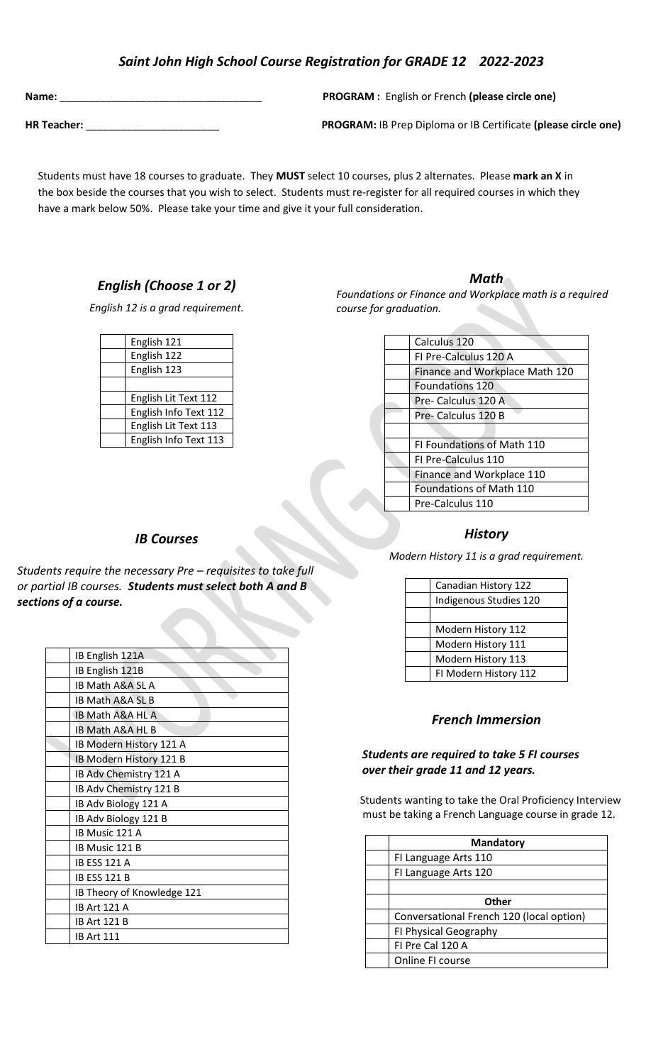## *Saint John High School Course Registration for GRADE 12 2022-2023*

**Name:** ___________________________________ **PROGRAM :** English or French **(please circle one)**

**HR Teacher:** _______________________ **PROGRAM:** IB Prep Diploma or IB Certificate **(please circle one)**

Students must have 18 courses to graduate. They **MUST** select 10 courses, plus 2 alternates. Please **mark an X** in the box beside the courses that you wish to select. Students must re-register for all required courses in which they have a mark below 50%. Please take your time and give it your full consideration.

### *English (Choose 1 or 2)*

*English 12 is a grad requirement.*

| | |
|---|---|
| | English 121 |
| | English 122 |
| | English 123 |
| | |
| | English Lit Text 112 |
| | English Info Text 112 |
| | English Lit Text 113 |
| | English Info Text 113 |

### *Math*

*Foundations or Finance and Workplace math is a required course for graduation.*

| | |
|---|---|
| | Calculus 120 |
| | FI Pre-Calculus 120 A |
| | Finance and Workplace Math 120 |
| | Foundations 120 |
| | Pre- Calculus 120 A |
| | Pre- Calculus 120 B |
| | |
| | FI Foundations of Math 110 |
| | FI Pre-Calculus 110 |
| | Finance and Workplace 110 |
| | Foundations of Math 110 |
| | Pre-Calculus 110 |

### *IB Courses*

*Students require the necessary Pre – requisites to take full or partial IB courses.* ***Students must select both A and B sections of a course.***

| | |
|---|---|
| | IB English 121A |
| | IB English 121B |
| | IB Math A&A SL A |
| | IB Math A&A SL B |
| | IB Math A&A HL A |
| | IB Math A&A HL B |
| | IB Modern History 121 A |
| | IB Modern History 121 B |
| | IB Adv Chemistry 121 A |
| | IB Adv Chemistry 121 B |
| | IB Adv Biology 121 A |
| | IB Adv Biology 121 B |
| | IB Music 121 A |
| | IB Music 121 B |
| | IB ESS 121 A |
| | IB ESS 121 B |
| | IB Theory of Knowledge 121 |
| | IB Art 121 A |
| | IB Art 121 B |
| | IB Art 111 |

### *History*

*Modern History 11 is a grad requirement.*

| | |
|---|---|
| | Canadian History 122 |
| | Indigenous Studies 120 |
| | |
| | Modern History 112 |
| | Modern History 111 |
| | Modern History 113 |
| | FI Modern History 112 |

### *French Immersion*

***Students are required to take 5 FI courses over their grade 11 and 12 years.***

Students wanting to take the Oral Proficiency Interview must be taking a French Language course in grade 12.

| | **Mandatory** |
|---|---|
| | FI Language Arts 110 |
| | FI Language Arts 120 |
| | |
| | **Other** |
| | Conversational French 120 (local option) |
| | FI Physical Geography |
| | FI Pre Cal 120 A |
| | Online FI course |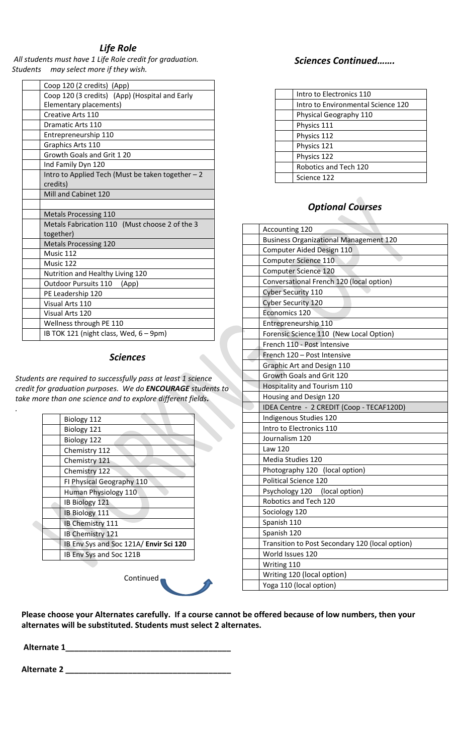## *Life Role*

*All students must have 1 Life Role credit for graduation. Students may select more if they wish.*

| | |
|---|---|
| | Coop 120 (2 credits) (App) |
| | Coop 120 (3 credits) (App) (Hospital and Early Elementary placements) |
| | Creative Arts 110 |
| | Dramatic Arts 110 |
| | Entrepreneurship 110 |
| | Graphics Arts 110 |
| | Growth Goals and Grit 1 20 |
| | Ind Family Dyn 120 |
| | Intro to Applied Tech (Must be taken together – 2 credits) |
| | Mill and Cabinet 120 |
| | |
| | Metals Processing 110 |
| | Metals Fabrication 110 (Must choose 2 of the 3 together) |
| | Metals Processing 120 |
| | Music 112 |
| | Music 122 |
| | Nutrition and Healthy Living 120 |
| | Outdoor Pursuits 110 (App) |
| | PE Leadership 120 |
| | Visual Arts 110 |
| | Visual Arts 120 |
| | Wellness through PE 110 |
| | IB TOK 121 (night class, Wed, 6 – 9pm) |

## *Sciences*

*Students are required to successfully pass at least 1 science credit for graduation purposes. We do **ENCOURAGE** students to take more than one science and to explore different fields.*

.

| | |
|---|---|
| | Biology 112 |
| | Biology 121 |
| | Biology 122 |
| | Chemistry 112 |
| | Chemistry 121 |
| | Chemistry 122 |
| | FI Physical Geography 110 |
| | Human Physiology 110 |
| | IB Biology 121 |
| | IB Biology 111 |
| | IB Chemistry 111 |
| | IB Chemistry 121 |
| | IB Env Sys and Soc 121A/ **Envir Sci 120** |
| | IB Env Sys and Soc 121B |

Continued

## *Sciences Continued…….*

| | |
|---|---|
| | Intro to Electronics 110 |
| | Intro to Environmental Science 120 |
| | Physical Geography 110 |
| | Physics 111 |
| | Physics 112 |
| | Physics 121 |
| | Physics 122 |
| | Robotics and Tech 120 |
| | Science 122 |

## *Optional Courses*

| | |
|---|---|
| | Accounting 120 |
| | Business Organizational Management 120 |
| | Computer Aided Design 110 |
| | Computer Science 110 |
| | Computer Science 120 |
| | Conversational French 120 (local option) |
| | Cyber Security 110 |
| | Cyber Security 120 |
| | Economics 120 |
| | Entrepreneurship 110 |
| | Forensic Science 110 (New Local Option) |
| | French 110 - Post Intensive |
| | French 120 – Post Intensive |
| | Graphic Art and Design 110 |
| | Growth Goals and Grit 120 |
| | Hospitality and Tourism 110 |
| | Housing and Design 120 |
| | IDEA Centre - 2 CREDIT (Coop - TECAF120D) |
| | Indigenous Studies 120 |
| | Intro to Electronics 110 |
| | Journalism 120 |
| | Law 120 |
| | Media Studies 120 |
| | Photography 120 (local option) |
| | Political Science 120 |
| | Psychology 120 (local option) |
| | Robotics and Tech 120 |
| | Sociology 120 |
| | Spanish 110 |
| | Spanish 120 |
| | Transition to Post Secondary 120 (local option) |
| | World Issues 120 |
| | Writing 110 |
| | Writing 120 (local option) |
| | Yoga 110 (local option) |

**Please choose your Alternates carefully. If a course cannot be offered because of low numbers, then your alternates will be substituted. Students must select 2 alternates.**

**Alternate 1**___________________________________

**Alternate 2** ___________________________________